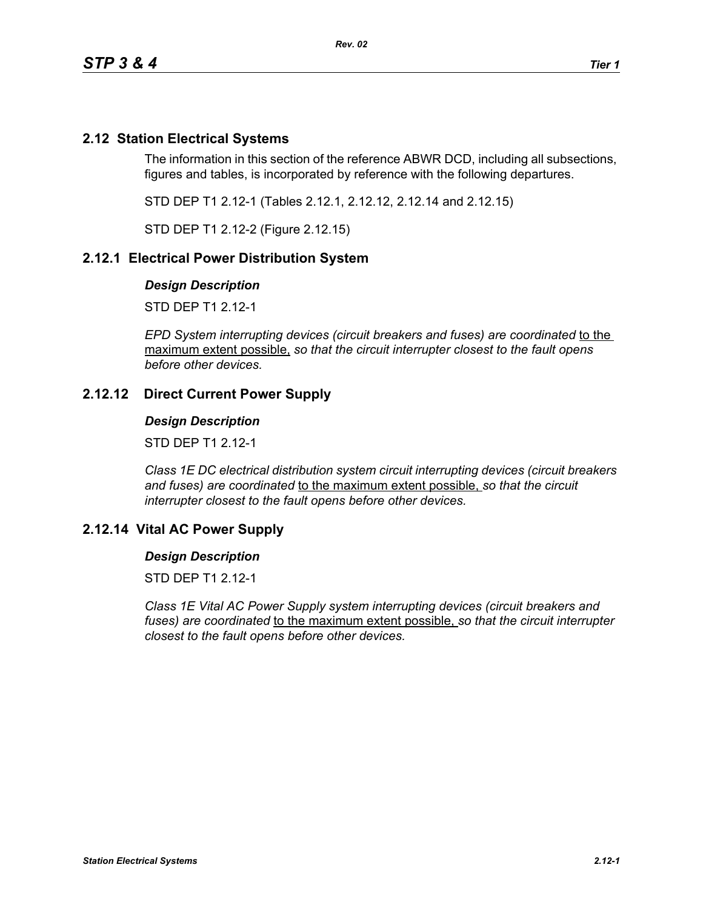## 2.12 Station Electrical Systems

The information in this section of the reference ABWR DCD, including all subsections, figures and tables, is incorporated by reference with the following departures.

STD DEP T1 2.12-1 (Tables 2.12.1, 2.12.12, 2.12.14 and 2.12.15)

STD DEP T1 2.12-2 (Figure 2.12.15)

## 2.12.1 Electrical Power Distribution System

### *Design Description*

STD DEP T1 2.12-1

*EPD System interrupting devices (circuit breakers and fuses) are coordinated* to the maximum extent possible, *so that the circuit interrupter closest to the fault opens before other devices.*

## 2.12.12 Direct Current Power Supply

### *Design Description*

STD DEP T1 2.12-1

*Class 1E DC electrical distribution system circuit interrupting devices (circuit breakers and fuses) are coordinated* to the maximum extent possible, *so that the circuit interrupter closest to the fault opens before other devices.*

## 2.12.14 Vital AC Power Supply

### *Design Description*

STD DEP T1 2.12-1

*Class 1E Vital AC Power Supply system interrupting devices (circuit breakers and fuses) are coordinated* to the maximum extent possible, *so that the circuit interrupter closest to the fault opens before other devices.*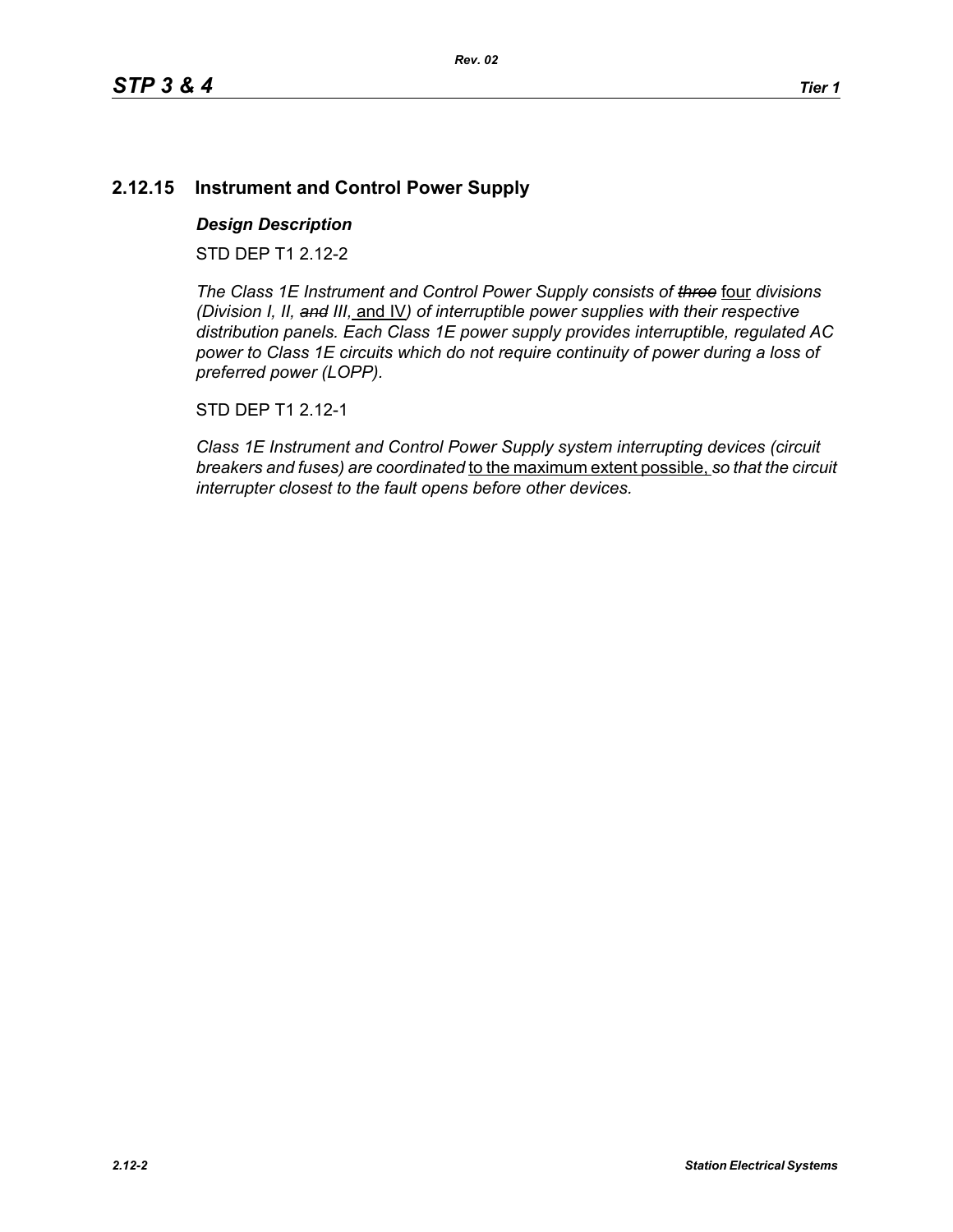## 2.12.15 Instrument and Control Power Supply

### *Design Description*

STD DEP T1 2.12-2

*The Class 1E Instrument and Control Power Supply consists of ~~three~~* four *divisions (Division I, II, ~~and~~ III,* and IV*) of interruptible power supplies with their respective distribution panels. Each Class 1E power supply provides interruptible, regulated AC power to Class 1E circuits which do not require continuity of power during a loss of preferred power (LOPP).*

STD DEP T1 2.12-1

*Class 1E Instrument and Control Power Supply system interrupting devices (circuit breakers and fuses) are coordinated* to the maximum extent possible, *so that the circuit interrupter closest to the fault opens before other devices.*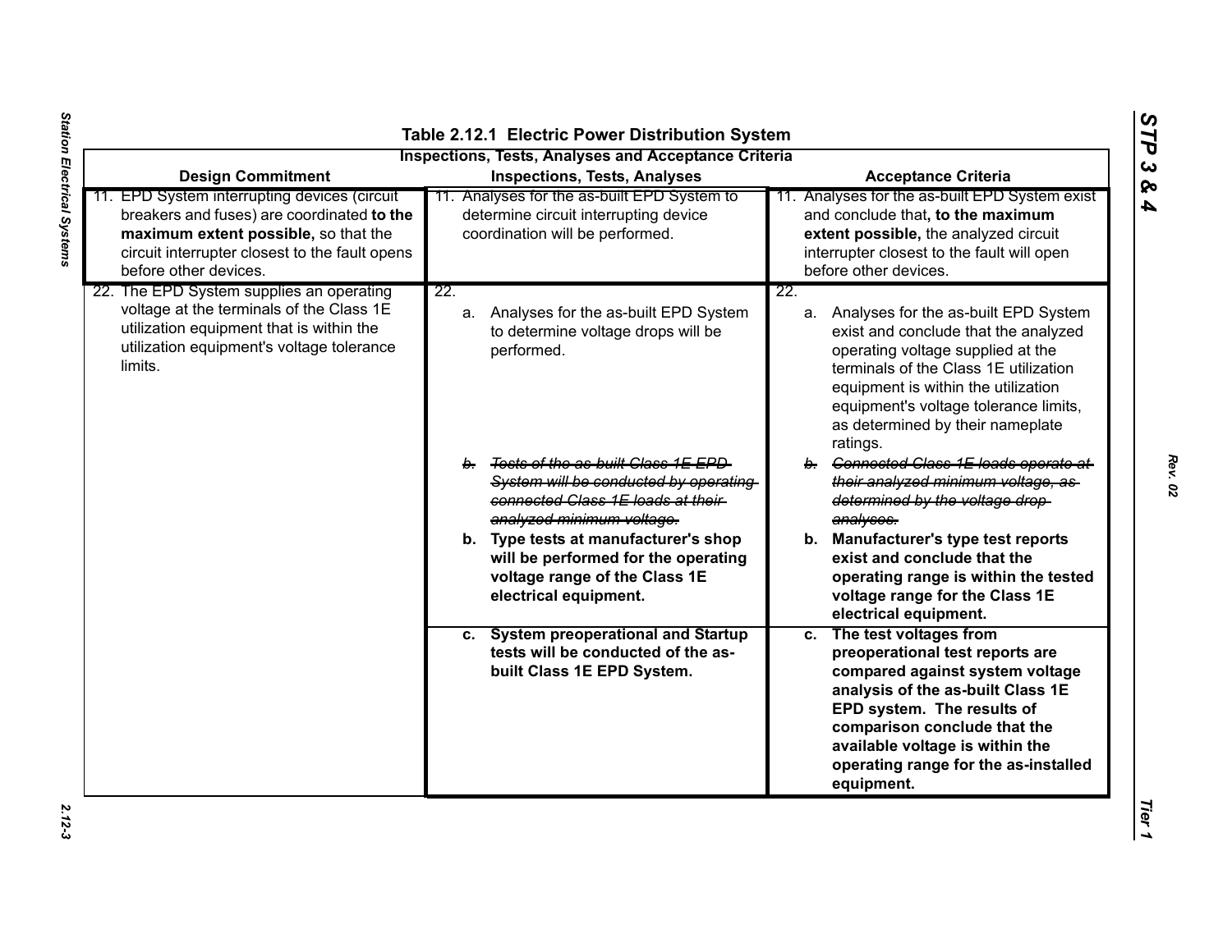**Table 2.12.1 Electric Power Distribution System**

**Inspections, Tests, Analyses and Acceptance Criteria**

| Design Commitment | Inspections, Tests, Analyses | Acceptance Criteria |
|---|---|---|
| 11. EPD System interrupting devices (circuit breakers and fuses) are coordinated **to the maximum extent possible,** so that the circuit interrupter closest to the fault opens before other devices. | 11. Analyses for the as-built EPD System to determine circuit interrupting device coordination will be performed. | 11. Analyses for the as-built EPD System exist and conclude that**, to the maximum extent possible,** the analyzed circuit interrupter closest to the fault will open before other devices. |
| 22. The EPD System supplies an operating voltage at the terminals of the Class 1E utilization equipment that is within the utilization equipment's voltage tolerance limits. | 22. a. Analyses for the as-built EPD System to determine voltage drops will be performed. | 22. a. Analyses for the as-built EPD System exist and conclude that the analyzed operating voltage supplied at the terminals of the Class 1E utilization equipment is within the utilization equipment's voltage tolerance limits, as determined by their nameplate ratings. |
| | ~~b. Tests of the as-built Class 1E EPD System will be conducted by operating connected Class 1E loads at their analyzed minimum voltage.~~ | ~~b. Connected Class 1E loads operate at their analyzed minimum voltage, as determined by the voltage drop analyses.~~ |
| | **b. Type tests at manufacturer's shop will be performed for the operating voltage range of the Class 1E electrical equipment.** | **b. Manufacturer's type test reports exist and conclude that the operating range is within the tested voltage range for the Class 1E electrical equipment.** |
| | **c. System preoperational and Startup tests will be conducted of the as-built Class 1E EPD System.** | **c. The test voltages from preoperational test reports are compared against system voltage analysis of the as-built Class 1E EPD system. The results of comparison conclude that the available voltage is within the operating range for the as-installed equipment.** |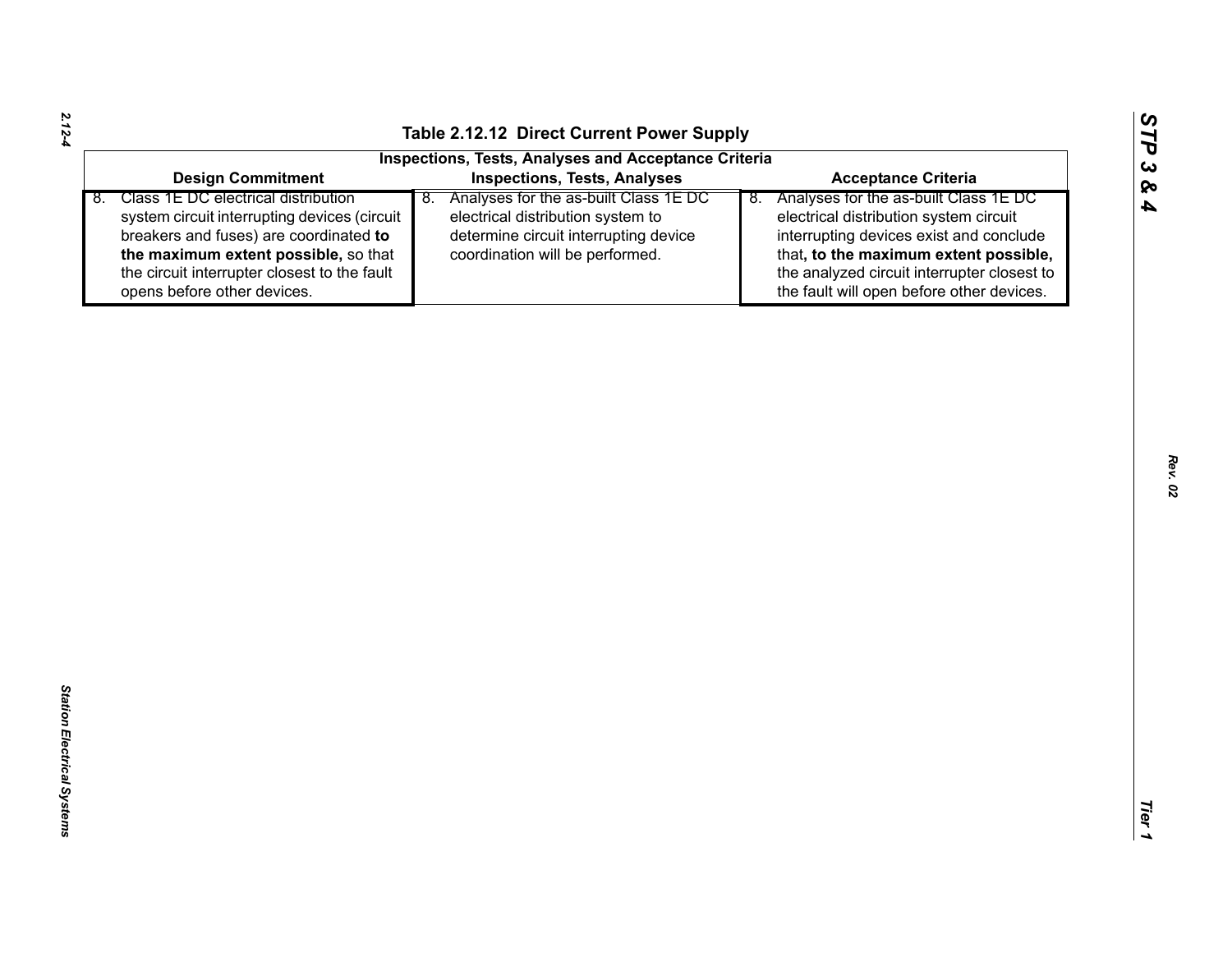## Table 2.12.12 Direct Current Power Supply

| Inspections, Tests, Analyses and Acceptance Criteria | | |
|---|---|---|
| **Design Commitment** | **Inspections, Tests, Analyses** | **Acceptance Criteria** |
| 8. Class 1E DC electrical distribution system circuit interrupting devices (circuit breakers and fuses) are coordinated **to the maximum extent possible,** so that the circuit interrupter closest to the fault opens before other devices. | 8. Analyses for the as-built Class 1E DC electrical distribution system to determine circuit interrupting device coordination will be performed. | 8. Analyses for the as-built Class 1E DC electrical distribution system circuit interrupting devices exist and conclude that**, to the maximum extent possible,** the analyzed circuit interrupter closest to the fault will open before other devices. |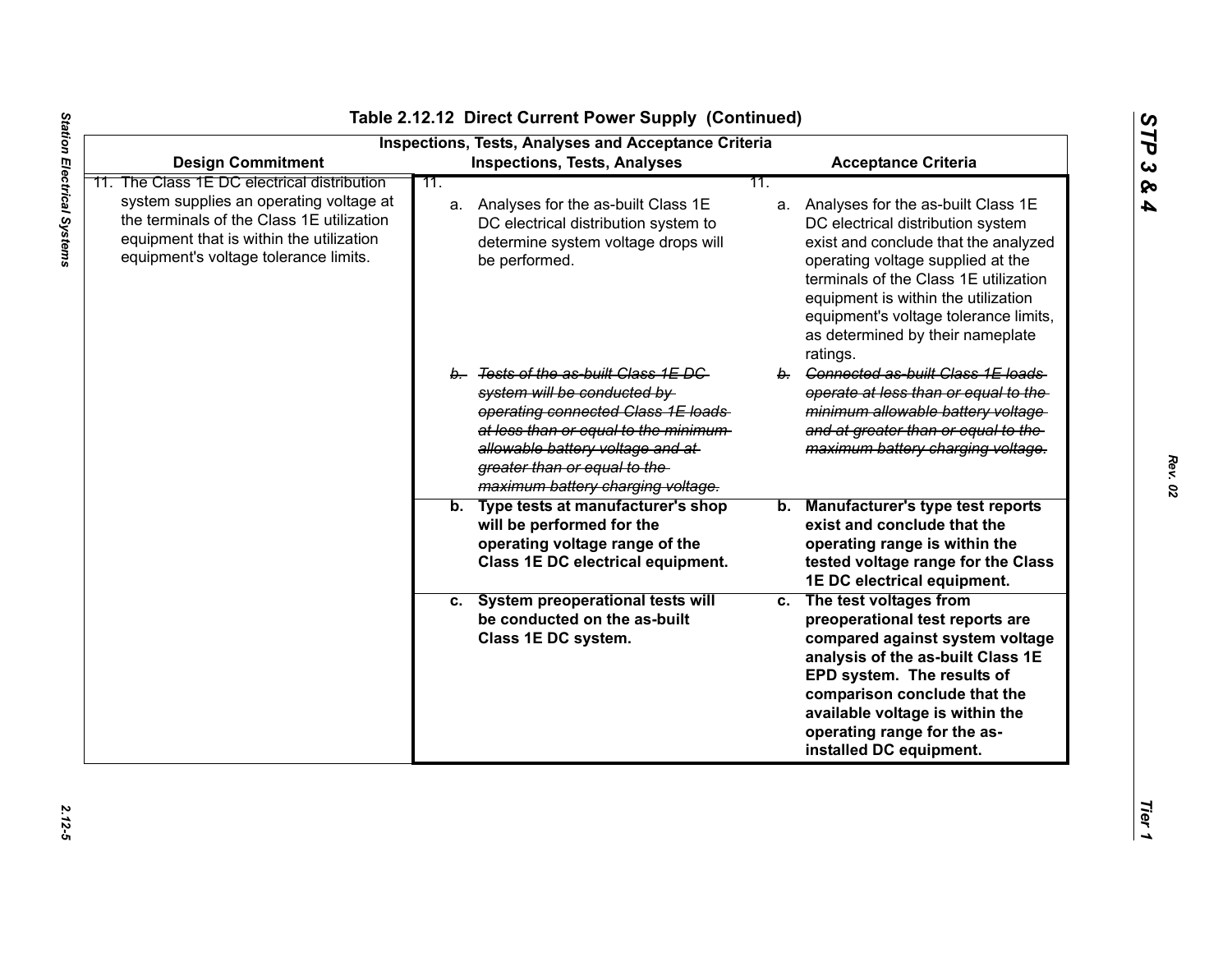## Table 2.12.12 Direct Current Power Supply (Continued)

| Design Commitment | Inspections, Tests, Analyses | Acceptance Criteria |
|---|---|---|
| 11. The Class 1E DC electrical distribution system supplies an operating voltage at the terminals of the Class 1E utilization equipment that is within the utilization equipment's voltage tolerance limits. | 11. a. Analyses for the as-built Class 1E DC electrical distribution system to determine system voltage drops will be performed. | 11. a. Analyses for the as-built Class 1E DC electrical distribution system exist and conclude that the analyzed operating voltage supplied at the terminals of the Class 1E utilization equipment is within the utilization equipment's voltage tolerance limits, as determined by their nameplate ratings. |
| | ~~b. Tests of the as-built Class 1E DC system will be conducted by operating connected Class 1E loads at less than or equal to the minimum allowable battery voltage and at greater than or equal to the maximum battery charging voltage.~~ | ~~b. Connected as-built Class 1E loads operate at less than or equal to the minimum allowable battery voltage and at greater than or equal to the maximum battery charging voltage.~~ |
| | **b. Type tests at manufacturer's shop will be performed for the operating voltage range of the Class 1E DC electrical equipment.** | **b. Manufacturer's type test reports exist and conclude that the operating range is within the tested voltage range for the Class 1E DC electrical equipment.** |
| | **c. System preoperational tests will be conducted on the as-built Class 1E DC system.** | **c. The test voltages from preoperational test reports are compared against system voltage analysis of the as-built Class 1E EPD system. The results of comparison conclude that the available voltage is within the operating range for the as-installed DC equipment.** |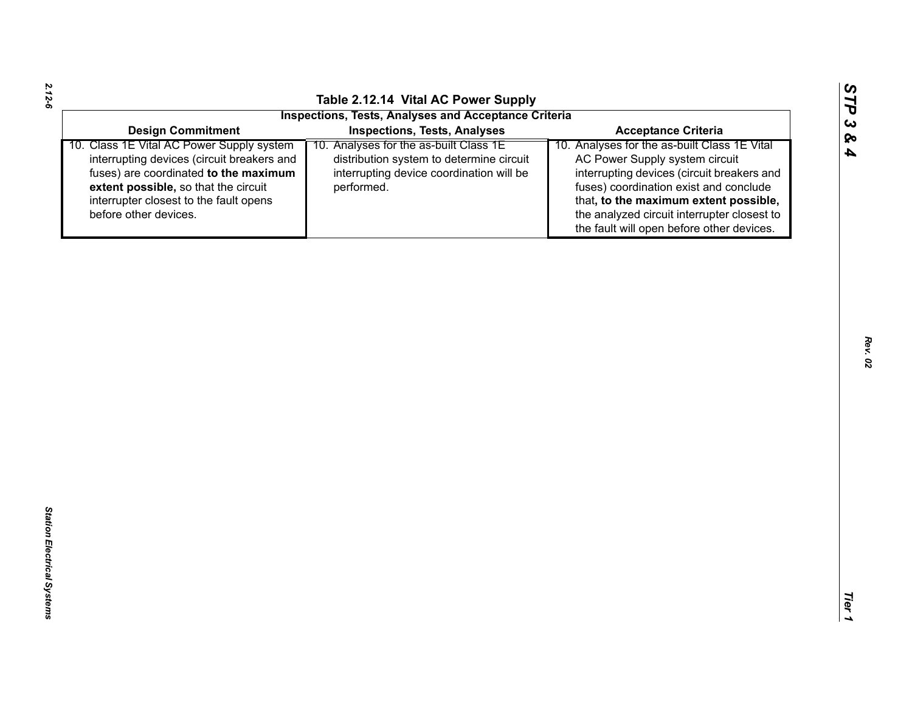**Table 2.12.14 Vital AC Power Supply**

| Inspections, Tests, Analyses and Acceptance Criteria | | |
|---|---|---|
| **Design Commitment** | **Inspections, Tests, Analyses** | **Acceptance Criteria** |
| 10. Class 1E Vital AC Power Supply system interrupting devices (circuit breakers and fuses) are coordinated **to the maximum extent possible,** so that the circuit interrupter closest to the fault opens before other devices. | 10. Analyses for the as-built Class 1E distribution system to determine circuit interrupting device coordination will be performed. | 10. Analyses for the as-built Class 1E Vital AC Power Supply system circuit interrupting devices (circuit breakers and fuses) coordination exist and conclude that**, to the maximum extent possible,** the analyzed circuit interrupter closest to the fault will open before other devices. |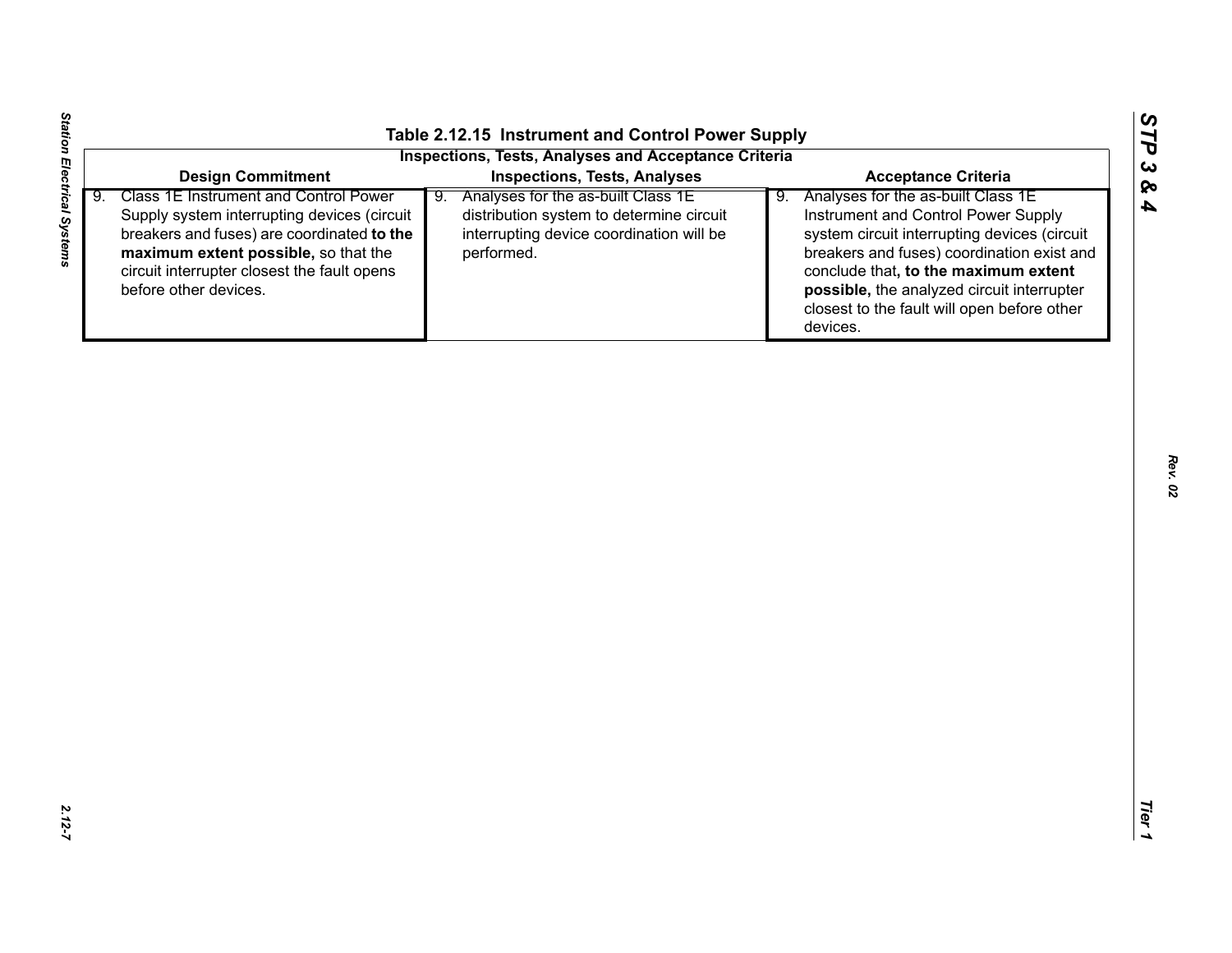## Table 2.12.15 Instrument and Control Power Supply

**Inspections, Tests, Analyses and Acceptance Criteria**

| Design Commitment | Inspections, Tests, Analyses | Acceptance Criteria |
|---|---|---|
| 9. Class 1E Instrument and Control Power Supply system interrupting devices (circuit breakers and fuses) are coordinated **to the maximum extent possible,** so that the circuit interrupter closest the fault opens before other devices. | 9. Analyses for the as-built Class 1E distribution system to determine circuit interrupting device coordination will be performed. | 9. Analyses for the as-built Class 1E Instrument and Control Power Supply system circuit interrupting devices (circuit breakers and fuses) coordination exist and conclude that**, to the maximum extent possible,** the analyzed circuit interrupter closest to the fault will open before other devices. |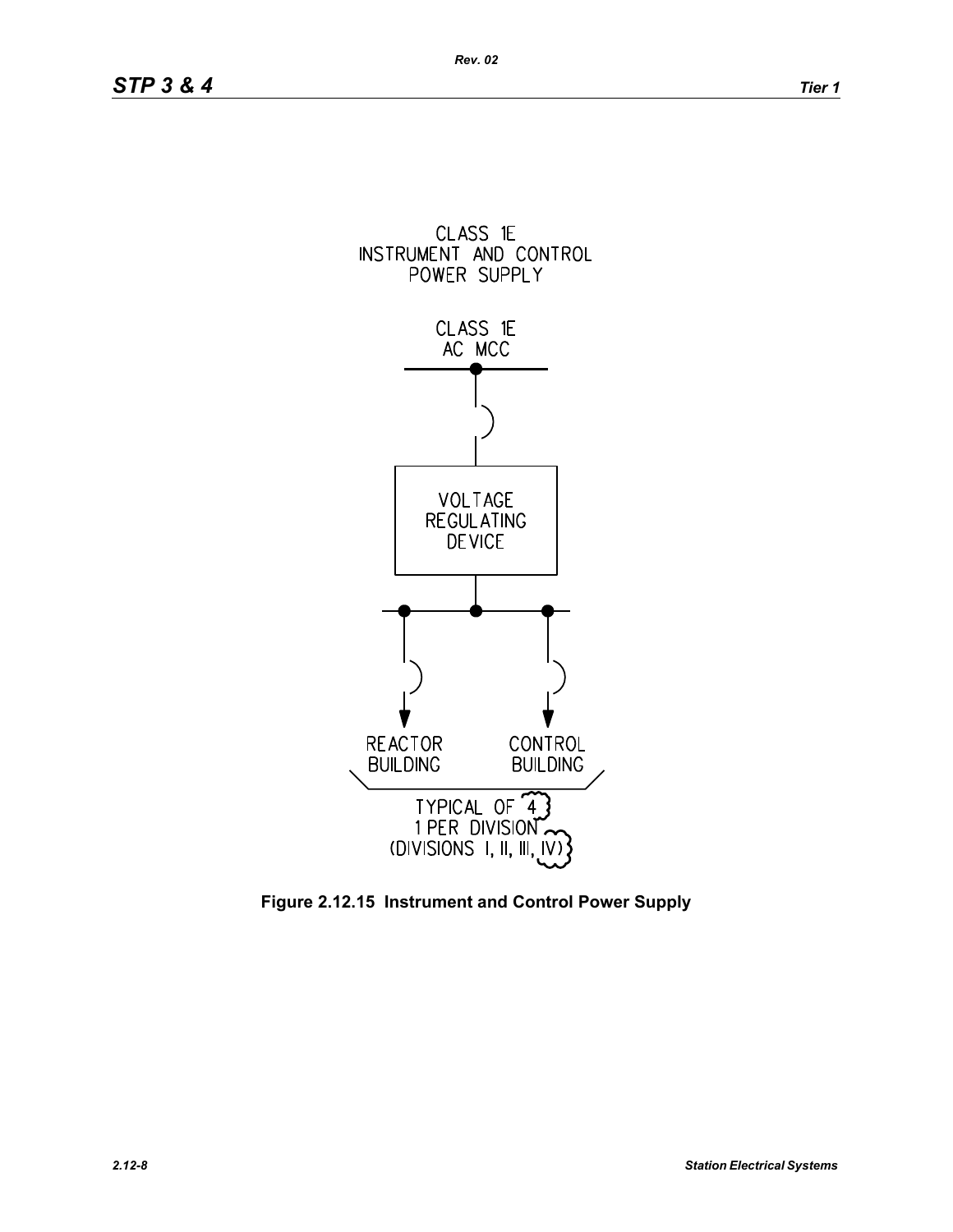CLASS 1E
INSTRUMENT AND CONTROL
POWER SUPPLY

CLASS 1E
AC MCC

VOLTAGE
REGULATING
DEVICE

REACTOR
BUILDING

CONTROL
BUILDING

TYPICAL OF 4
1 PER DIVISION
(DIVISIONS I, II, III, IV)

**Figure 2.12.15 Instrument and Control Power Supply**